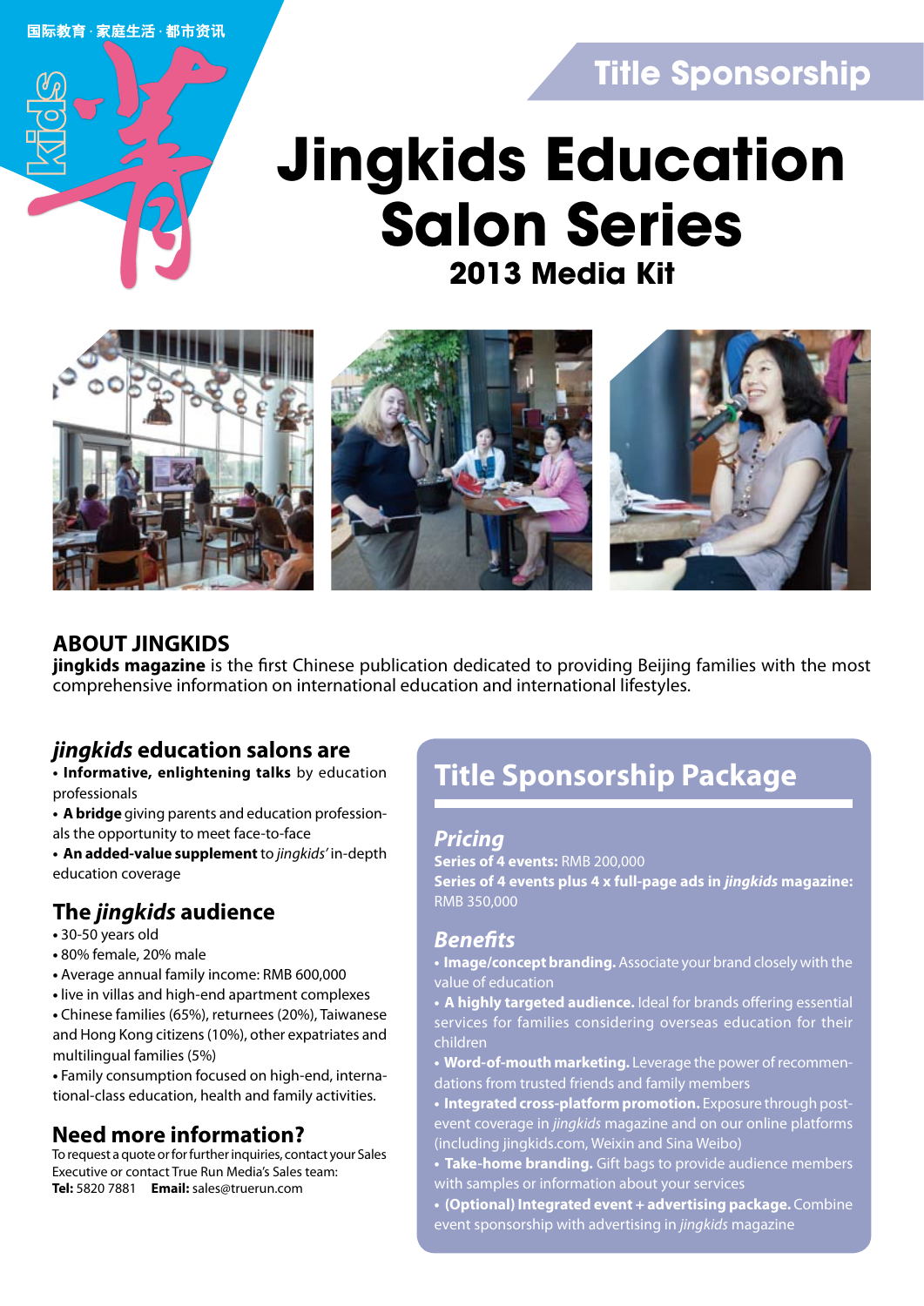国际教育 · 家庭生活 · 都市资讯

Title Sponsorship

# Jingkids Education Salon Series

## 2013 Media Kit

## ABOUT JINGKIDS

**jingkids magazine** is the first Chinese publication dedicated to providing Beijing families with the most comprehensive information on international education and international lifestyles.

### *jingkids* education salons are

- **Informative, enlightening talks** by education professionals
- **A bridge** giving parents and education professionals the opportunity to meet face-to-face
- **An added-value supplement** to *jingkids'* in-depth education coverage

### The *jingkids* audience

- 30-50 years old
- 80% female, 20% male
- Average annual family income: RMB 600,000
- live in villas and high-end apartment complexes
- Chinese families (65%), returnees (20%), Taiwanese and Hong Kong citizens (10%), other expatriates and multilingual families (5%)
- Family consumption focused on high-end, international-class education, health and family activities.

### Need more information?

To request a quote or for further inquiries, contact your Sales Executive or contact True Run Media's Sales team:
**Tel:** 5820 7881 **Email:** sales@truerun.com

## Title Sponsorship Package

### *Pricing*

**Series of 4 events:** RMB 200,000
**Series of 4 events plus 4 x full-page ads in *jingkids* magazine:** RMB 350,000

### *Benefits*

- **Image/concept branding.** Associate your brand closely with the value of education
- **A highly targeted audience.** Ideal for brands offering essential services for families considering overseas education for their children
- **Word-of-mouth marketing.** Leverage the power of recommendations from trusted friends and family members
- **Integrated cross-platform promotion.** Exposure through post-event coverage in *jingkids* magazine and on our online platforms (including jingkids.com, Weixin and Sina Weibo)
- **Take-home branding.** Gift bags to provide audience members with samples or information about your services
- **(Optional) Integrated event + advertising package.** Combine event sponsorship with advertising in *jingkids* magazine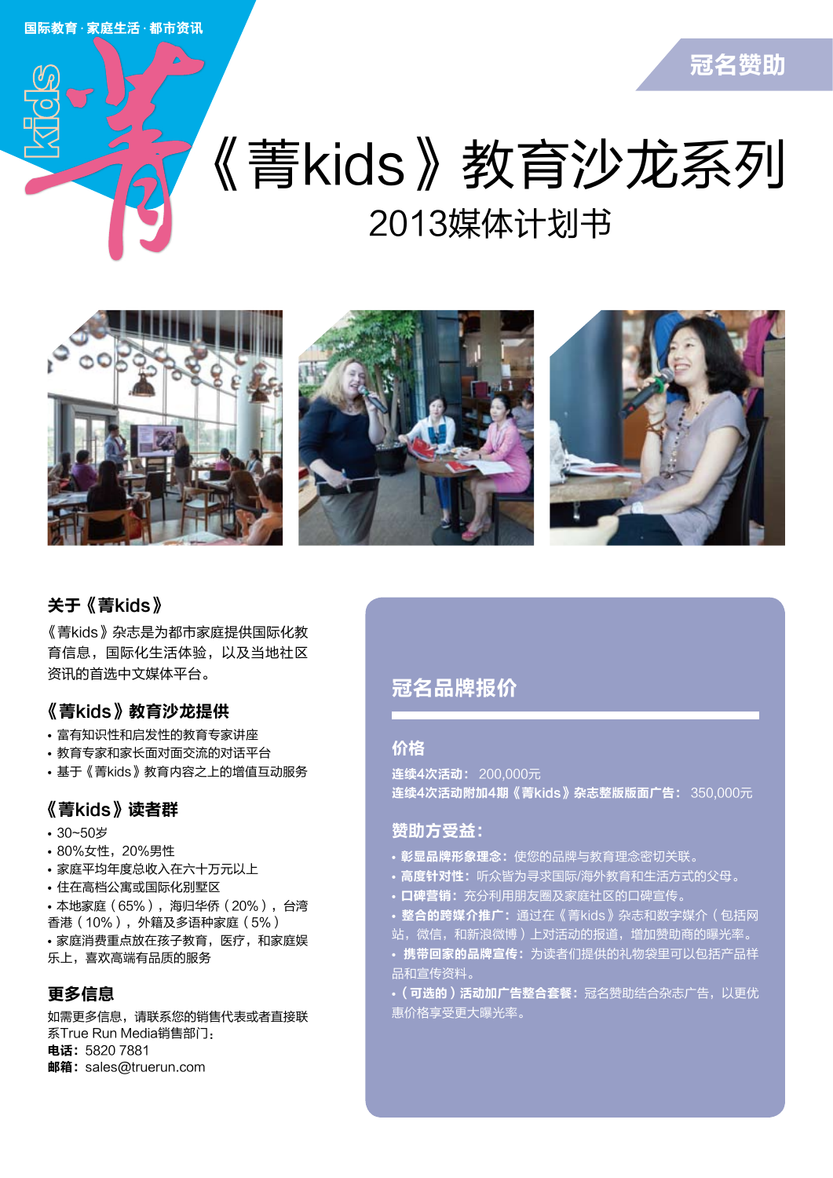国际教育 · 家庭生活 · 都市资讯

冠名赞助

# 《菁kids》教育沙龙系列

## 2013媒体计划书

### 关于《菁kids》

《菁kids》杂志是为都市家庭提供国际化教育信息，国际化生活体验，以及当地社区资讯的首选中文媒体平台。

### 《菁kids》教育沙龙提供

- 富有知识性和启发性的教育专家讲座
- 教育专家和家长面对面交流的对话平台
- 基于《菁kids》教育内容之上的增值互动服务

### 《菁kids》读者群

- 30~50岁
- 80%女性，20%男性
- 家庭平均年度总收入在六十万元以上
- 住在高档公寓或国际化别墅区
- 本地家庭（65%），海归华侨（20%），台湾香港（10%），外籍及多语种家庭（5%）
- 家庭消费重点放在孩子教育，医疗，和家庭娱乐上，喜欢高端有品质的服务

### 更多信息

如需更多信息，请联系您的销售代表或者直接联系True Run Media销售部门：

**电话：** 5820 7881

**邮箱：** sales@truerun.com

## 冠名品牌报价

### 价格

**连续4次活动：** 200,000元

**连续4次活动附加4期《菁kids》杂志整版版面广告：** 350,000元

### 赞助方受益：

- **彰显品牌形象理念：** 使您的品牌与教育理念密切关联。
- **高度针对性：** 听众皆为寻求国际/海外教育和生活方式的父母。
- **口碑营销：** 充分利用朋友圈及家庭社区的口碑宣传。
- **整合的跨媒介推广：** 通过在《菁kids》杂志和数字媒介（包括网站，微信，和新浪微博）上对活动的报道，增加赞助商的曝光率。
- **携带回家的品牌宣传：** 为读者们提供的礼物袋里可以包括产品样品和宣传资料。
- **（可选的）活动加广告整合套餐：** 冠名赞助结合杂志广告，以更优惠价格享受更大曝光率。